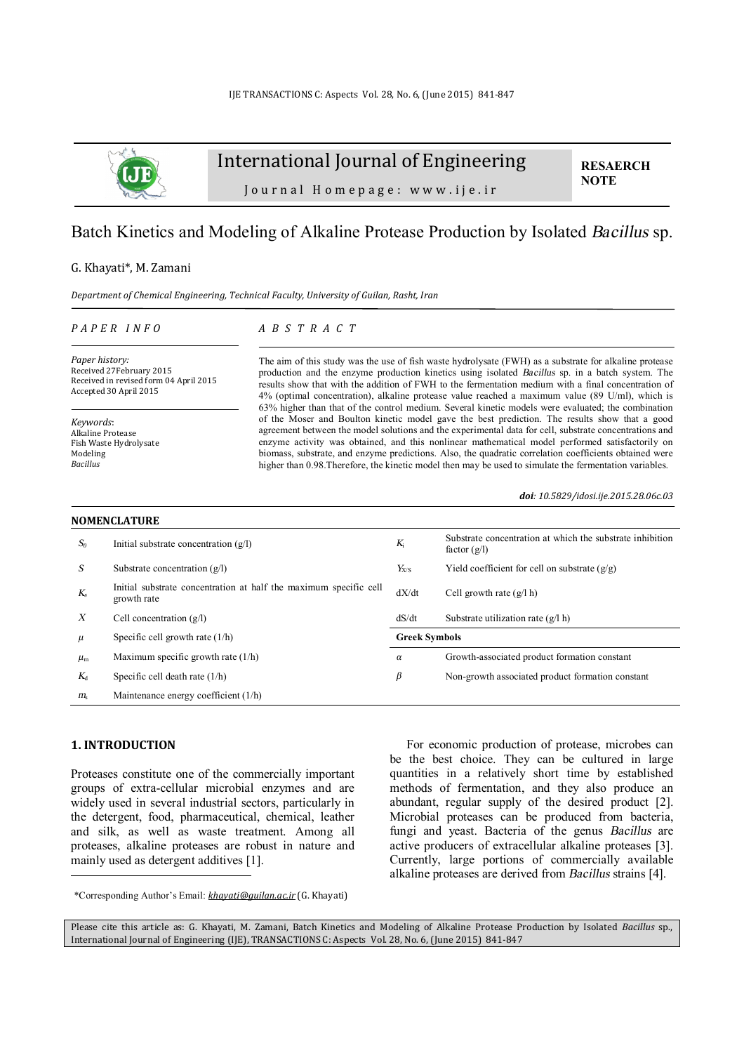# International Journal of Engineering

Journal Homepage: www.ije.ir

**RESAERCH NOTE**

## Batch Kinetics and Modeling of Alkaline Protease Production by Isolated *Bacillus* sp.

G. Khayati*, M. Zamani

*Department of Chemical Engineering, Technical Faculty, University of Guilan, Rasht, Iran*

*PAPER INFO*

*Paper history:*
Received 27February 2015
Received in revised form 04 April 2015
Accepted 30 April 2015

*Keywords*:
Alkaline Protease
Fish Waste Hydrolysate
Modeling
*Bacillus*

*ABSTRACT*

The aim of this study was the use of fish waste hydrolysate (FWH) as a substrate for alkaline protease production and the enzyme production kinetics using isolated *Bacillus* sp. in a batch system. The results show that with the addition of FWH to the fermentation medium with a final concentration of 4% (optimal concentration), alkaline protease value reached a maximum value (89 U/ml), which is 63% higher than that of the control medium. Several kinetic models were evaluated; the combination of the Moser and Boulton kinetic model gave the best prediction. The results show that a good agreement between the model solutions and the experimental data for cell, substrate concentrations and enzyme activity was obtained, and this nonlinear mathematical model performed satisfactorily on biomass, substrate, and enzyme predictions. Also, the quadratic correlation coefficients obtained were higher than 0.98.Therefore, the kinetic model then may be used to simulate the fermentation variables.

***doi**: 10.5829/idosi.ije.2015.28.06c.03*

**NOMENCLATURE**

| | | | |
|---|---|---|---|
| $S_0$ | Initial substrate concentration (g/l) | $K_i$ | Substrate concentration at which the substrate inhibition factor (g/l) |
| $S$ | Substrate concentration (g/l) | $Y_{X/S}$ | Yield coefficient for cell on substrate (g/g) |
| $K_s$ | Initial substrate concentration at half the maximum specific cell growth rate | dX/dt | Cell growth rate (g/l h) |
| $X$ | Cell concentration (g/l) | dS/dt | Substrate utilization rate (g/l h) |
| $\mu$ | Specific cell growth rate (1/h) | **Greek Symbols** | |
| $\mu_m$ | Maximum specific growth rate (1/h) | $\alpha$ | Growth-associated product formation constant |
| $K_d$ | Specific cell death rate (1/h) | $\beta$ | Non-growth associated product formation constant |
| $m_s$ | Maintenance energy coefficient (1/h) | | |

## 1. INTRODUCTION

Proteases constitute one of the commercially important groups of extra-cellular microbial enzymes and are widely used in several industrial sectors, particularly in the detergent, food, pharmaceutical, chemical, leather and silk, as well as waste treatment. Among all proteases, alkaline proteases are robust in nature and mainly used as detergent additives [1].

For economic production of protease, microbes can be the best choice. They can be cultured in large quantities in a relatively short time by established methods of fermentation, and they also produce an abundant, regular supply of the desired product [2]. Microbial proteases can be produced from bacteria, fungi and yeast. Bacteria of the genus *Bacillus* are active producers of extracellular alkaline proteases [3]. Currently, large portions of commercially available alkaline proteases are derived from *Bacillus* strains [4].

*Corresponding Author's Email: *khayati@guilan.ac.ir* (G. Khayati)

Please cite this article as: G. Khayati, M. Zamani, Batch Kinetics and Modeling of Alkaline Protease Production by Isolated *Bacillus* sp., International Journal of Engineering (IJE), TRANSACTIONS C: Aspects Vol. 28, No. 6, (June 2015) 841-847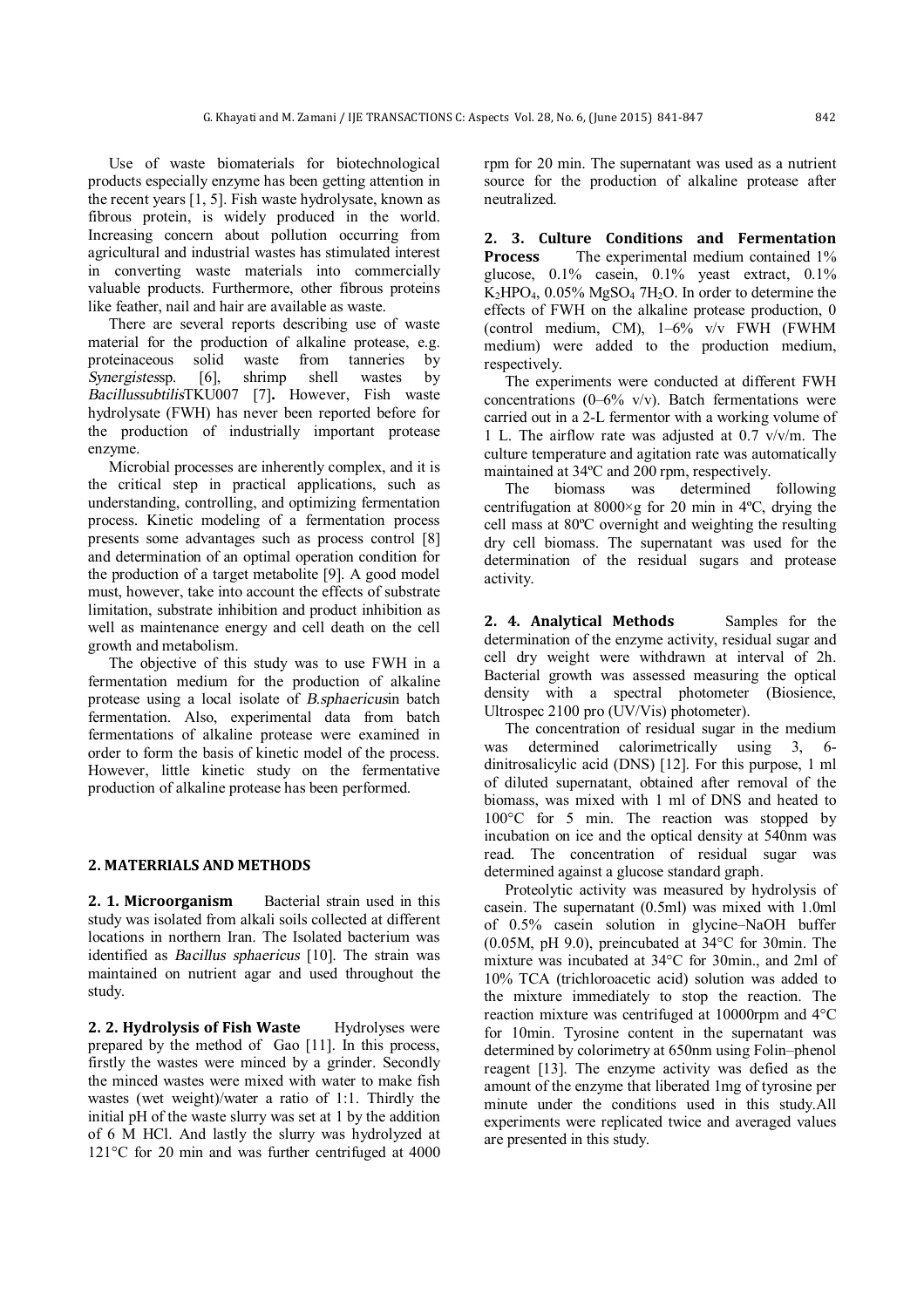Use of waste biomaterials for biotechnological products especially enzyme has been getting attention in the recent years [1, 5]. Fish waste hydrolysate, known as fibrous protein, is widely produced in the world. Increasing concern about pollution occurring from agricultural and industrial wastes has stimulated interest in converting waste materials into commercially valuable products. Furthermore, other fibrous proteins like feather, nail and hair are available as waste.

There are several reports describing use of waste material for the production of alkaline protease, e.g. proteinaceous solid waste from tanneries by *Synergistes*sp. [6], shrimp shell wastes by *Bacillussubtilis*TKU007 [7]**.** However, Fish waste hydrolysate (FWH) has never been reported before for the production of industrially important protease enzyme.

Microbial processes are inherently complex, and it is the critical step in practical applications, such as understanding, controlling, and optimizing fermentation process. Kinetic modeling of a fermentation process presents some advantages such as process control [8] and determination of an optimal operation condition for the production of a target metabolite [9]. A good model must, however, take into account the effects of substrate limitation, substrate inhibition and product inhibition as well as maintenance energy and cell death on the cell growth and metabolism.

The objective of this study was to use FWH in a fermentation medium for the production of alkaline protease using a local isolate of *B.sphaericus*in batch fermentation. Also, experimental data from batch fermentations of alkaline protease were examined in order to form the basis of kinetic model of the process. However, little kinetic study on the fermentative production of alkaline protease has been performed.

## 2. MATERRIALS AND METHODS

**2. 1. Microorganism** Bacterial strain used in this study was isolated from alkali soils collected at different locations in northern Iran. The Isolated bacterium was identified as *Bacillus sphaericus* [10]. The strain was maintained on nutrient agar and used throughout the study.

**2. 2. Hydrolysis of Fish Waste** Hydrolyses were prepared by the method of Gao [11]. In this process, firstly the wastes were minced by a grinder. Secondly the minced wastes were mixed with water to make fish wastes (wet weight)/water a ratio of 1:1. Thirdly the initial pH of the waste slurry was set at 1 by the addition of 6 M HCl. And lastly the slurry was hydrolyzed at 121°C for 20 min and was further centrifuged at 4000 rpm for 20 min. The supernatant was used as a nutrient source for the production of alkaline protease after neutralized.

**2. 3. Culture Conditions and Fermentation Process** The experimental medium contained 1% glucose, 0.1% casein, 0.1% yeast extract, 0.1% $K_2HPO_4$, 0.05% $MgSO_4$ $7H_2O$. In order to determine the effects of FWH on the alkaline protease production, 0 (control medium, CM), 1–6% v/v FWH (FWHM medium) were added to the production medium, respectively.

The experiments were conducted at different FWH concentrations (0–6% v/v). Batch fermentations were carried out in a 2-L fermentor with a working volume of 1 L. The airflow rate was adjusted at 0.7 v/v/m. The culture temperature and agitation rate was automatically maintained at 34ºC and 200 rpm, respectively.

The biomass was determined following centrifugation at 8000×g for 20 min in 4ºC, drying the cell mass at 80ºC overnight and weighting the resulting dry cell biomass. The supernatant was used for the determination of the residual sugars and protease activity.

**2. 4. Analytical Methods** Samples for the determination of the enzyme activity, residual sugar and cell dry weight were withdrawn at interval of 2h. Bacterial growth was assessed measuring the optical density with a spectral photometer (Biosience, Ultrospec 2100 pro (UV/Vis) photometer).

The concentration of residual sugar in the medium was determined calorimetrically using 3, 6-dinitrosalicylic acid (DNS) [12]. For this purpose, 1 ml of diluted supernatant, obtained after removal of the biomass, was mixed with 1 ml of DNS and heated to 100°C for 5 min. The reaction was stopped by incubation on ice and the optical density at 540nm was read. The concentration of residual sugar was determined against a glucose standard graph.

Proteolytic activity was measured by hydrolysis of casein. The supernatant (0.5ml) was mixed with 1.0ml of 0.5% casein solution in glycine–NaOH buffer (0.05M, pH 9.0), preincubated at 34°C for 30min. The mixture was incubated at 34°C for 30min., and 2ml of 10% TCA (trichloroacetic acid) solution was added to the mixture immediately to stop the reaction. The reaction mixture was centrifuged at 10000rpm and 4°C for 10min. Tyrosine content in the supernatant was determined by colorimetry at 650nm using Folin–phenol reagent [13]. The enzyme activity was defied as the amount of the enzyme that liberated 1mg of tyrosine per minute under the conditions used in this study.All experiments were replicated twice and averaged values are presented in this study.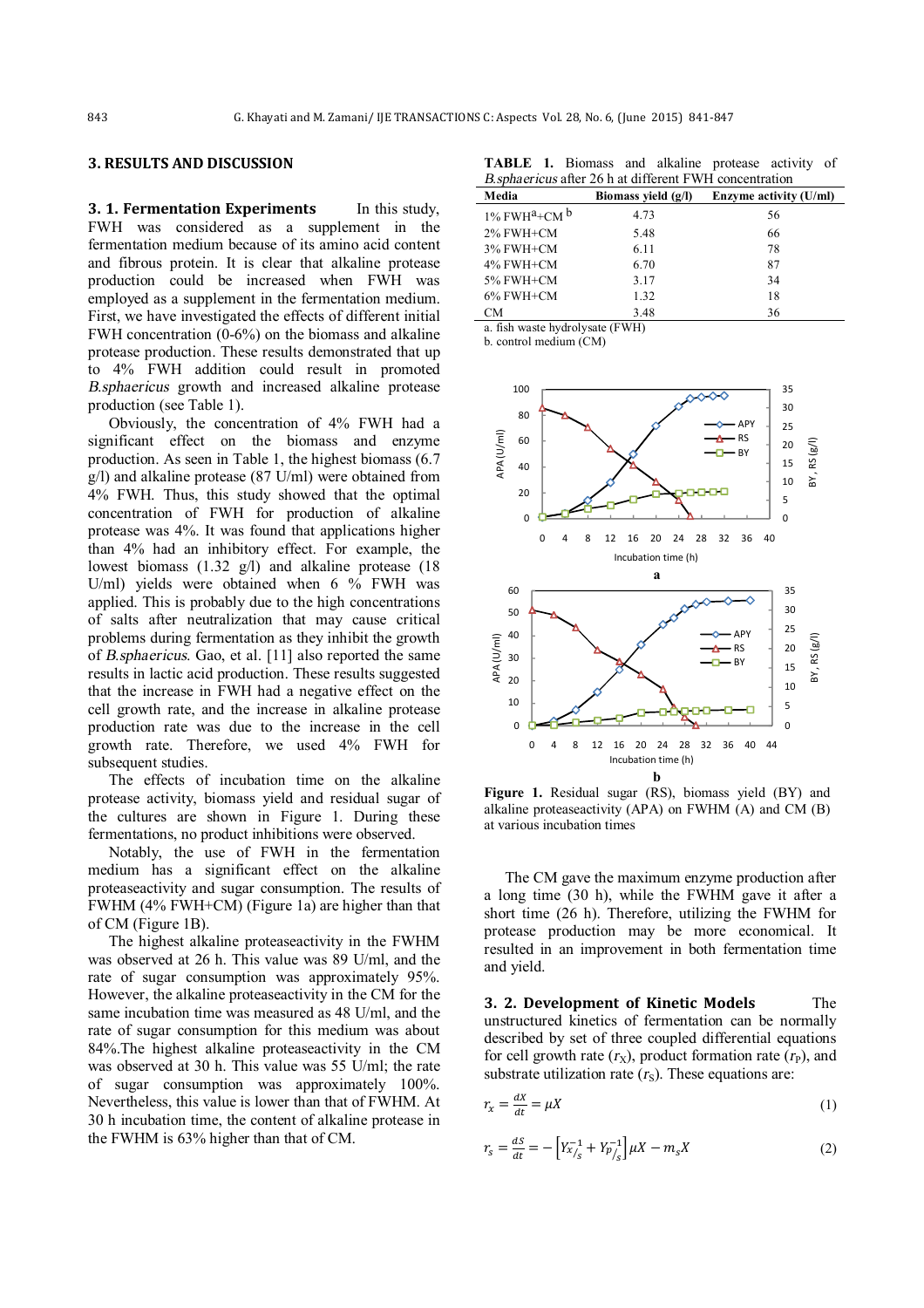## 3. RESULTS AND DISCUSSION

### 3. 1. Fermentation Experiments

In this study, FWH was considered as a supplement in the fermentation medium because of its amino acid content and fibrous protein. It is clear that alkaline protease production could be increased when FWH was employed as a supplement in the fermentation medium. First, we have investigated the effects of different initial FWH concentration (0-6%) on the biomass and alkaline protease production. These results demonstrated that up to 4% FWH addition could result in promoted *B.sphaericus* growth and increased alkaline protease production (see Table 1).

Obviously, the concentration of 4% FWH had a significant effect on the biomass and enzyme production. As seen in Table 1, the highest biomass (6.7 g/l) and alkaline protease (87 U/ml) were obtained from 4% FWH. Thus, this study showed that the optimal concentration of FWH for production of alkaline protease was 4%. It was found that applications higher than 4% had an inhibitory effect. For example, the lowest biomass (1.32 g/l) and alkaline protease (18 U/ml) yields were obtained when 6 % FWH was applied. This is probably due to the high concentrations of salts after neutralization that may cause critical problems during fermentation as they inhibit the growth of *B.sphaericus*. Gao, et al. [11] also reported the same results in lactic acid production. These results suggested that the increase in FWH had a negative effect on the cell growth rate, and the increase in alkaline protease production rate was due to the increase in the cell growth rate. Therefore, we used 4% FWH for subsequent studies.

The effects of incubation time on the alkaline protease activity, biomass yield and residual sugar of the cultures are shown in Figure 1. During these fermentations, no product inhibitions were observed.

Notably, the use of FWH in the fermentation medium has a significant effect on the alkaline proteaseactivity and sugar consumption. The results of FWHM (4% FWH+CM) (Figure 1a) are higher than that of CM (Figure 1B).

The highest alkaline proteaseactivity in the FWHM was observed at 26 h. This value was 89 U/ml, and the rate of sugar consumption was approximately 95%. However, the alkaline proteaseactivity in the CM for the same incubation time was measured as 48 U/ml, and the rate of sugar consumption for this medium was about 84%.The highest alkaline proteaseactivity in the CM was observed at 30 h. This value was 55 U/ml; the rate of sugar consumption was approximately 100%. Nevertheless, this value is lower than that of FWHM. At 30 h incubation time, the content of alkaline protease in the FWHM is 63% higher than that of CM.

**TABLE 1.** Biomass and alkaline protease activity of *B.sphaericus* after 26 h at different FWH concentration

| Media | Biomass yield (g/l) | Enzyme activity (U/ml) |
|---|---|---|
| 1% FWH[a]+CM[b] | 4.73 | 56 |
| 2% FWH+CM | 5.48 | 66 |
| 3% FWH+CM | 6.11 | 78 |
| 4% FWH+CM | 6.70 | 87 |
| 5% FWH+CM | 3.17 | 34 |
| 6% FWH+CM | 1.32 | 18 |
| CM | 3.48 | 36 |

a. fish waste hydrolysate (FWH)
b. control medium (CM)

**Figure 1.** Residual sugar (RS), biomass yield (BY) and alkaline proteaseactivity (APA) on FWHM (A) and CM (B) at various incubation times

The CM gave the maximum enzyme production after a long time (30 h), while the FWHM gave it after a short time (26 h). Therefore, utilizing the FWHM for protease production may be more economical. It resulted in an improvement in both fermentation time and yield.

### 3. 2. Development of Kinetic Models

The unstructured kinetics of fermentation can be normally described by set of three coupled differential equations for cell growth rate ($r_X$), product formation rate ($r_P$), and substrate utilization rate ($r_S$). These equations are:

$$r_x = \frac{dX}{dt} = \mu X \tag{1}$$

$$r_s = \frac{dS}{dt} = -\left[Y_{X/S}^{-1} + Y_{P/S}^{-1}\right]\mu X - m_s X \tag{2}$$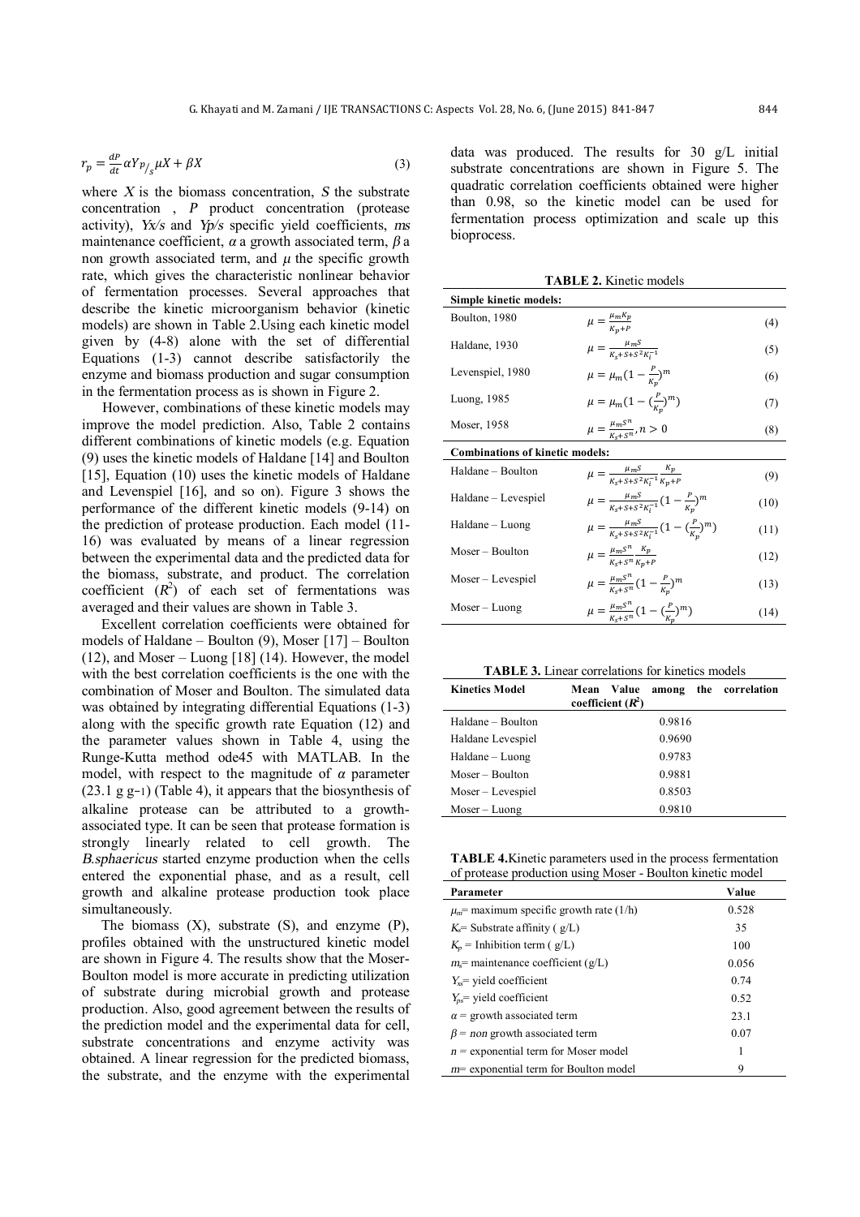$$r_p = \frac{dP}{dt} \alpha Y_{P/S} \mu X + \beta X \tag{3}$$

where $X$ is the biomass concentration, $S$ the substrate concentration , $P$ product concentration (protease activity), $Yx/s$ and $Yp/s$ specific yield coefficients, $ms$ maintenance coefficient, $\alpha$ a growth associated term, $\beta$ a non growth associated term, and $\mu$ the specific growth rate, which gives the characteristic nonlinear behavior of fermentation processes. Several approaches that describe the kinetic microorganism behavior (kinetic models) are shown in Table 2.Using each kinetic model given by (4-8) alone with the set of differential Equations (1-3) cannot describe satisfactorily the enzyme and biomass production and sugar consumption in the fermentation process as is shown in Figure 2.

However, combinations of these kinetic models may improve the model prediction. Also, Table 2 contains different combinations of kinetic models (e.g. Equation (9) uses the kinetic models of Haldane [14] and Boulton [15], Equation (10) uses the kinetic models of Haldane and Levenspiel [16], and so on). Figure 3 shows the performance of the different kinetic models (9-14) on the prediction of protease production. Each model (11-16) was evaluated by means of a linear regression between the experimental data and the predicted data for the biomass, substrate, and product. The correlation coefficient ($R^2$) of each set of fermentations was averaged and their values are shown in Table 3.

Excellent correlation coefficients were obtained for models of Haldane – Boulton (9), Moser [17] – Boulton (12), and Moser – Luong [18] (14). However, the model with the best correlation coefficients is the one with the combination of Moser and Boulton. The simulated data was obtained by integrating differential Equations (1-3) along with the specific growth rate Equation (12) and the parameter values shown in Table 4, using the Runge-Kutta method ode45 with MATLAB. In the model, with respect to the magnitude of $\alpha$ parameter (23.1 g g-1) (Table 4), it appears that the biosynthesis of alkaline protease can be attributed to a growth-associated type. It can be seen that protease formation is strongly linearly related to cell growth. The *B.sphaericus* started enzyme production when the cells entered the exponential phase, and as a result, cell growth and alkaline protease production took place simultaneously.

The biomass (X), substrate (S), and enzyme (P), profiles obtained with the unstructured kinetic model are shown in Figure 4. The results show that the Moser-Boulton model is more accurate in predicting utilization of substrate during microbial growth and protease production. Also, good agreement between the results of the prediction model and the experimental data for cell, substrate concentrations and enzyme activity was obtained. A linear regression for the predicted biomass, the substrate, and the enzyme with the experimental data was produced. The results for 30 g/L initial substrate concentrations are shown in Figure 5. The quadratic correlation coefficients obtained were higher than 0.98, so the kinetic model can be used for fermentation process optimization and scale up this bioprocess.

**TABLE 2.** Kinetic models

| **Simple kinetic models:** | | |
|---|---|---|
| Boulton, 1980 | $\mu = \frac{\mu_m K_p}{K_p + P}$ | (4) |
| Haldane, 1930 | $\mu = \frac{\mu_m S}{K_s + S + S^2 K_i^{-1}}$ | (5) |
| Levenspiel, 1980 | $\mu = \mu_m (1 - \frac{P}{K_p})^m$ | (6) |
| Luong, 1985 | $\mu = \mu_m (1 - (\frac{P}{K_p})^m)$ | (7) |
| Moser, 1958 | $\mu = \frac{\mu_m S^n}{K_s + S^n}, n > 0$ | (8) |
| **Combinations of kinetic models:** | | |
| Haldane – Boulton | $\mu = \frac{\mu_m S}{K_s + S + S^2 K_i^{-1}} \frac{K_p}{K_p + P}$ | (9) |
| Haldane – Levespiel | $\mu = \frac{\mu_m S}{K_s + S + S^2 K_i^{-1}} (1 - \frac{P}{K_p})^m$ | (10) |
| Haldane – Luong | $\mu = \frac{\mu_m S}{K_s + S + S^2 K_i^{-1}} (1 - (\frac{P}{K_p})^m)$ | (11) |
| Moser – Boulton | $\mu = \frac{\mu_m S^n}{K_s + S^n} \frac{K_p}{K_p + P}$ | (12) |
| Moser – Levespiel | $\mu = \frac{\mu_m S^n}{K_s + S^n} (1 - \frac{P}{K_p})^m$ | (13) |
| Moser – Luong | $\mu = \frac{\mu_m S^n}{K_s + S^n} (1 - (\frac{P}{K_p})^m)$ | (14) |

**TABLE 3.** Linear correlations for kinetics models

| **Kinetics Model** | **Mean Value among the correlation coefficient ($R^2$)** |
|---|---|
| Haldane – Boulton | 0.9816 |
| Haldane Levespiel | 0.9690 |
| Haldane – Luong | 0.9783 |
| Moser – Boulton | 0.9881 |
| Moser – Levespiel | 0.8503 |
| Moser – Luong | 0.9810 |

**TABLE 4.** Kinetic parameters used in the process fermentation of protease production using Moser - Boulton kinetic model

| **Parameter** | **Value** |
|---|---|
| $\mu_m$= maximum specific growth rate (1/h) | 0.528 |
| $K_s$= Substrate affinity ( g/L) | 35 |
| $K_p$ = Inhibition term ( g/L) | 100 |
| $m_s$= maintenance coefficient (g/L) | 0.056 |
| $Y_{xs}$= yield coefficient | 0.74 |
| $Y_{ps}$= yield coefficient | 0.52 |
| $\alpha$ = growth associated term | 23.1 |
| $\beta$ = *non* growth associated term | 0.07 |
| $n$ = exponential term for Moser model | 1 |
| $m$= exponential term for Boulton model | 9 |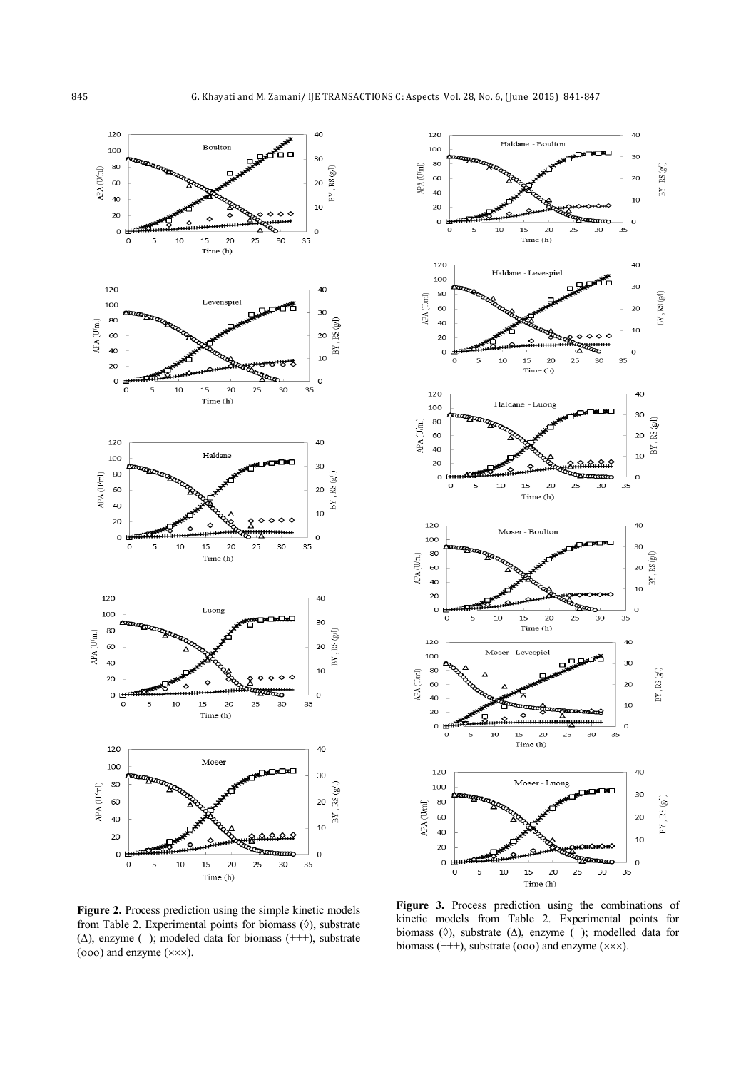**Figure 2.** Process prediction using the simple kinetic models from Table 2. Experimental points for biomass (◊), substrate (Δ), enzyme ( ); modeled data for biomass (+++), substrate (ooo) and enzyme (×××).

**Figure 3.** Process prediction using the combinations of kinetic models from Table 2. Experimental points for biomass (◊), substrate (Δ), enzyme ( ); modelled data for biomass (+++), substrate (ooo) and enzyme (×××).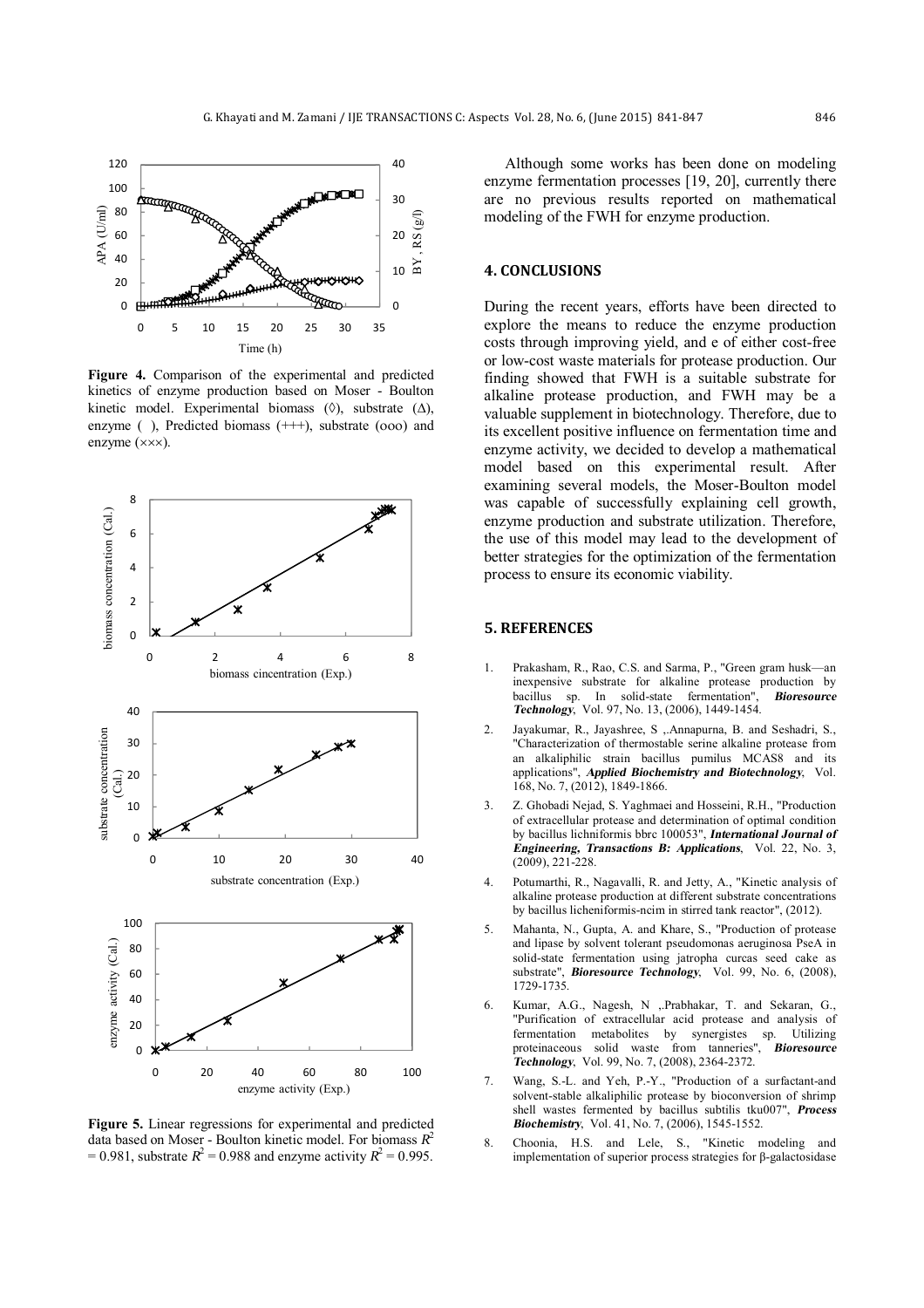**Figure 4.** Comparison of the experimental and predicted kinetics of enzyme production based on Moser - Boulton kinetic model. Experimental biomass (◊), substrate (Δ), enzyme ( ), Predicted biomass (+++), substrate (ooo) and enzyme (×××).

**Figure 5.** Linear regressions for experimental and predicted data based on Moser - Boulton kinetic model. For biomass $R^2$ = 0.981, substrate $R^2$ = 0.988 and enzyme activity $R^2$ = 0.995.

Although some works has been done on modeling enzyme fermentation processes [19, 20], currently there are no previous results reported on mathematical modeling of the FWH for enzyme production.

## 4. CONCLUSIONS

During the recent years, efforts have been directed to explore the means to reduce the enzyme production costs through improving yield, and e of either cost-free or low-cost waste materials for protease production. Our finding showed that FWH is a suitable substrate for alkaline protease production, and FWH may be a valuable supplement in biotechnology. Therefore, due to its excellent positive influence on fermentation time and enzyme activity, we decided to develop a mathematical model based on this experimental result. After examining several models, the Moser-Boulton model was capable of successfully explaining cell growth, enzyme production and substrate utilization. Therefore, the use of this model may lead to the development of better strategies for the optimization of the fermentation process to ensure its economic viability.

## 5. REFERENCES

1. Prakasham, R., Rao, C.S. and Sarma, P., "Green gram husk—an inexpensive substrate for alkaline protease production by bacillus sp. In solid-state fermentation", ***Bioresource Technology***, Vol. 97, No. 13, (2006), 1449-1454.
2. Jayakumar, R., Jayashree, S ,.Annapurna, B. and Seshadri, S., "Characterization of thermostable serine alkaline protease from an alkaliphilic strain bacillus pumilus MCAS8 and its applications", ***Applied Biochemistry and Biotechnology***, Vol. 168, No. 7, (2012), 1849-1866.
3. Z. Ghobadi Nejad, S. Yaghmaei and Hosseini, R.H., "Production of extracellular protease and determination of optimal condition by bacillus lichniformis bbrc 100053", ***International Journal of Engineering, Transactions B: Applications***, Vol. 22, No. 3, (2009), 221-228.
4. Potumarthi, R., Nagavalli, R. and Jetty, A., "Kinetic analysis of alkaline protease production at different substrate concentrations by bacillus licheniformis-ncim in stirred tank reactor", (2012).
5. Mahanta, N., Gupta, A. and Khare, S., "Production of protease and lipase by solvent tolerant pseudomonas aeruginosa PseA in solid-state fermentation using jatropha curcas seed cake as substrate", ***Bioresource Technology***, Vol. 99, No. 6, (2008), 1729-1735.
6. Kumar, A.G., Nagesh, N ,.Prabhakar, T. and Sekaran, G., "Purification of extracellular acid protease and analysis of fermentation metabolites by synergistes sp. Utilizing proteinaceous solid waste from tanneries", ***Bioresource Technology***, Vol. 99, No. 7, (2008), 2364-2372.
7. Wang, S.-L. and Yeh, P.-Y., "Production of a surfactant-and solvent-stable alkaliphilic protease by bioconversion of shrimp shell wastes fermented by bacillus subtilis tku007", ***Process Biochemistry***, Vol. 41, No. 7, (2006), 1545-1552.
8. Choonia, H.S. and Lele, S., "Kinetic modeling and implementation of superior process strategies for β-galactosidase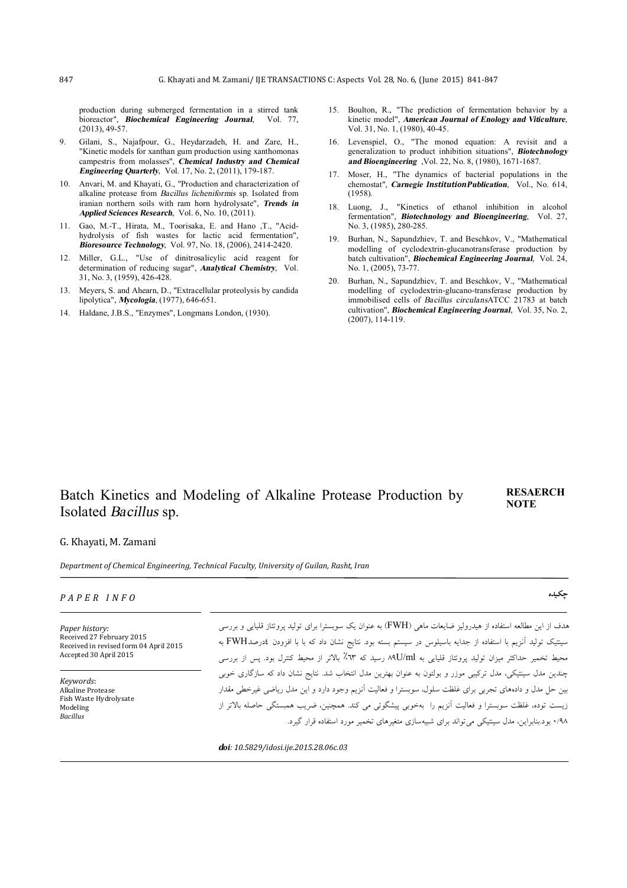production during submerged fermentation in a stirred tank bioreactor", ***Biochemical Engineering Journal***, Vol. 77, (2013), 49-57.

9. Gilani, S., Najafpour, G., Heydarzadeh, H. and Zare, H., "Kinetic models for xanthan gum production using xanthomonas campestris from molasses", ***Chemical Industry and Chemical Engineering Quarterly***, Vol. 17, No. 2, (2011), 179-187.
10. Anvari, M. and Khayati, G., "Production and characterization of alkaline protease from *Bacillus licheniformis* sp. Isolated from iranian northern soils with ram horn hydrolysate", ***Trends in Applied Sciences Research***, Vol. 6, No. 10, (2011).
11. Gao, M.-T., Hirata, M., Toorisaka, E. and Hano ,T., "Acid-hydrolysis of fish wastes for lactic acid fermentation", ***Bioresource Technology***, Vol. 97, No. 18, (2006), 2414-2420.
12. Miller, G.L., "Use of dinitrosalicylic acid reagent for determination of reducing sugar", ***Analytical Chemistry***, Vol. 31, No. 3, (1959), 426-428.
13. Meyers, S. and Ahearn, D., "Extracellular proteolysis by candida lipolytica", ***Mycologia***, (1977), 646-651.
14. Haldane, J.B.S., "Enzymes", Longmans London, (1930).
15. Boulton, R., "The prediction of fermentation behavior by a kinetic model", ***American Journal of Enology and Viticulture***, Vol. 31, No. 1, (1980), 40-45.
16. Levenspiel, O., "The monod equation: A revisit and a generalization to product inhibition situations", ***Biotechnology and Bioengineering*** ,Vol. 22, No. 8, (1980), 1671-1687.
17. Moser, H., "The dynamics of bacterial populations in the chemostat", ***Carnegie InstitutionPublication***, Vol., No. 614, (1958).
18. Luong, J., "Kinetics of ethanol inhibition in alcohol fermentation", ***Biotechnology and Bioengineering***, Vol. 27, No. 3, (1985), 280-285.
19. Burhan, N., Sapundzhiev, T. and Beschkov, V., "Mathematical modelling of cyclodextrin-glucanotransferase production by batch cultivation", ***Biochemical Engineering Journal***, Vol. 24, No. 1, (2005), 73-77.
20. Burhan, N., Sapundzhiev, T. and Beschkov, V., "Mathematical modelling of cyclodextrin-glucano-transferase production by immobilised cells of *Bacillus circulans*ATCC 21783 at batch cultivation", ***Biochemical Engineering Journal***, Vol. 35, No. 2, (2007), 114-119.

# Batch Kinetics and Modeling of Alkaline Protease Production by Isolated *Bacillus* sp.

**RESAERCH NOTE**

G. Khayati, M. Zamani

*Department of Chemical Engineering, Technical Faculty, University of Guilan, Rasht, Iran*

*PAPER INFO*

*Paper history:*
Received 27 February 2015
Received in revised form 04 April 2015
Accepted 30 April 2015

*Keywords*:
Alkaline Protease
Fish Waste Hydrolysate
Modeling
*Bacillus*

**چکیده**

هدف از این مطالعه استفاده از هیدرولیز ضایعات ماهی (FWH) به عنوان یک سوبسترا برای تولید پروتئاز قلیایی و بررسی سینتیک تولید آنزیم با استفاده از جدایه باسیلوس در سیستم بسته بود. نتایج نشان داد که با افزودن ٤درصدFWH به محیط تخمیر حداکثر میزان تولید پروتئاز قلیایی به ٨٩U/ml رسید که ٦٣٪ بالاتر از محیط کنترل بود. پس از بررسی چندین مدل سینتیکی، مدل ترکیبی موزر و بولتون به عنوان بهترین مدل انتخاب شد. نتایج نشان داد که سازگاری خوبی بین حل مدل و داده‌های تجربی برای غلظت سلول، سوبسترا و فعالیت آنزیم وجود دارد و این مدل ریاضی غیرخطی مقدار زیست توده، غلظت سوبسترا و فعالیت آنزیم را بخوبی پیشگوئی می کند. همچنین، ضریب همبستگی حاصله بالاتر از ٠/٩٨ بود.بنابراین، مدل سینتیکی می‌تواند برای شبیه‌سازی متغیرهای تخمیر مورد استفاده قرار گیرد.

***doi***: *10.5829/idosi.ije.2015.28.06c.03*